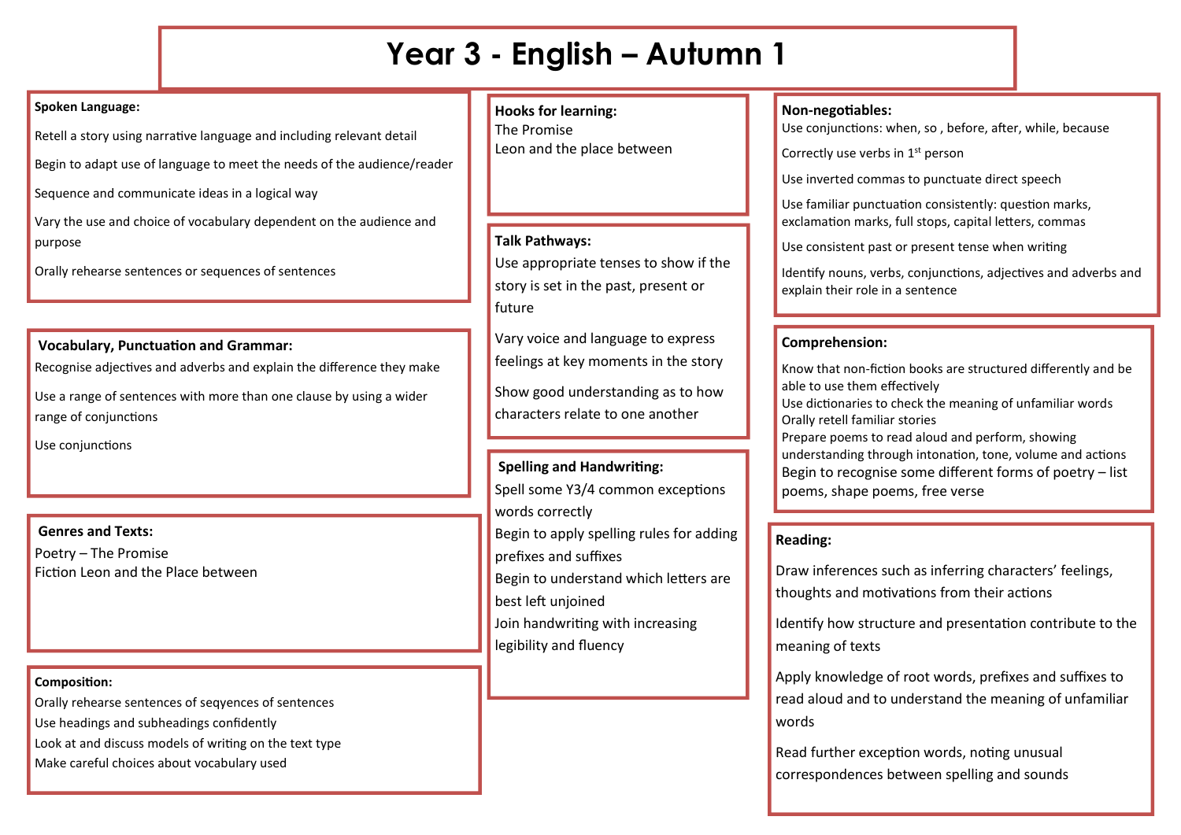# Year 3 - English – Autumn 1

## Spoken Language:

Retell a story using narrative language and including relevant detail

Begin to adapt use of language to meet the needs of the audience/reader

Sequence and communicate ideas in a logical way

Vary the use and choice of vocabulary dependent on the audience and purpose

Orally rehearse sentences or sequences of sentences

## Vocabulary, Punctuation and Grammar:

Recognise adjectives and adverbs and explain the difference they make

Use a range of sentences with more than one clause by using a wider range of conjunctions

Use conjunctions

## Genres and Texts:

Poetry – The Promise
Fiction Leon and the Place between

## Composition:

Orally rehearse sentences of seqyences of sentences
Use headings and subheadings confidently
Look at and discuss models of writing on the text type
Make careful choices about vocabulary used

## Hooks for learning:

The Promise
Leon and the place between

## Talk Pathways:

Use appropriate tenses to show if the story is set in the past, present or future

Vary voice and language to express feelings at key moments in the story

Show good understanding as to how characters relate to one another

## Spelling and Handwriting:

Spell some Y3/4 common exceptions words correctly
Begin to apply spelling rules for adding prefixes and suffixes
Begin to understand which letters are best left unjoined
Join handwriting with increasing legibility and fluency

## Non-negotiables:

Use conjunctions: when, so , before, after, while, because

Correctly use verbs in 1st person

Use inverted commas to punctuate direct speech

Use familiar punctuation consistently: question marks, exclamation marks, full stops, capital letters, commas

Use consistent past or present tense when writing

Identify nouns, verbs, conjunctions, adjectives and adverbs and explain their role in a sentence

## Comprehension:

Know that non-fiction books are structured differently and be able to use them effectively
Use dictionaries to check the meaning of unfamiliar words
Orally retell familiar stories
Prepare poems to read aloud and perform, showing understanding through intonation, tone, volume and actions
Begin to recognise some different forms of poetry – list poems, shape poems, free verse

## Reading:

Draw inferences such as inferring characters' feelings, thoughts and motivations from their actions

Identify how structure and presentation contribute to the meaning of texts

Apply knowledge of root words, prefixes and suffixes to read aloud and to understand the meaning of unfamiliar words

Read further exception words, noting unusual correspondences between spelling and sounds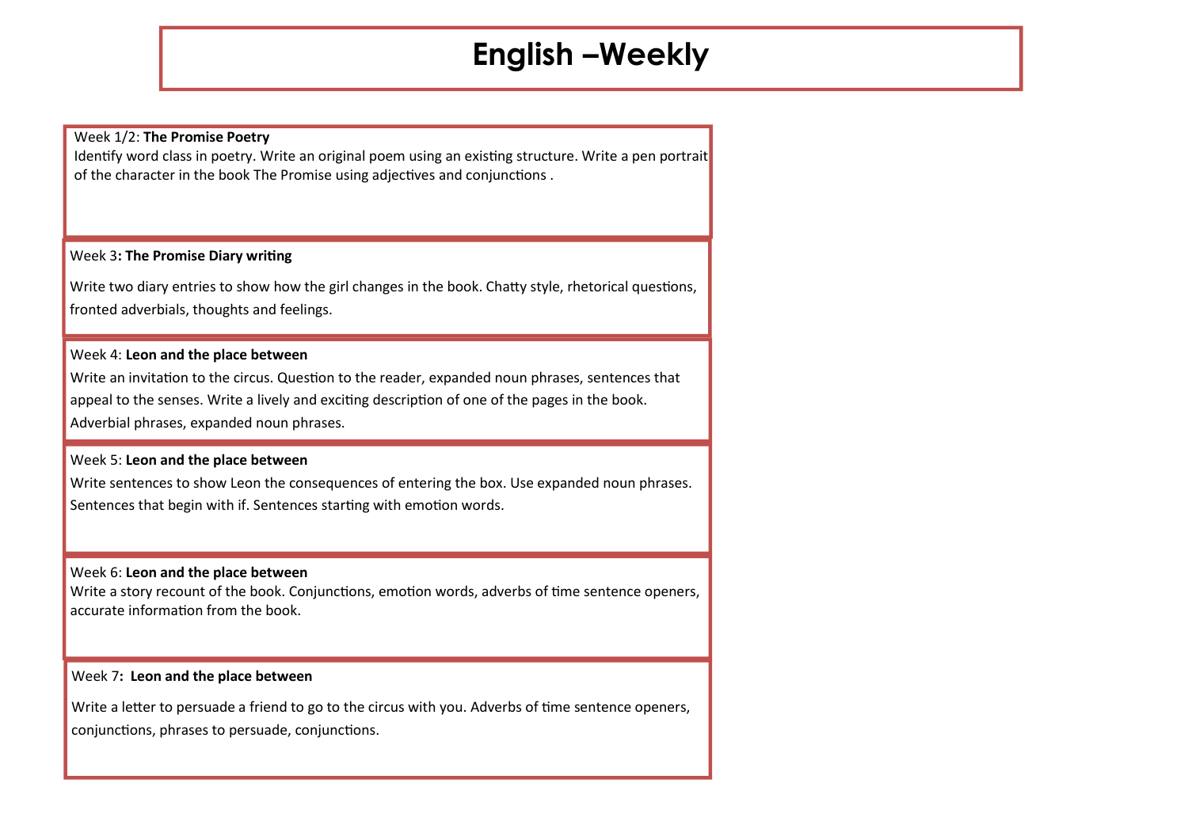# English –Weekly

Week 1/2: **The Promise Poetry**
Identify word class in poetry. Write an original poem using an existing structure. Write a pen portrait of the character in the book The Promise using adjectives and conjunctions .

Week 3**: The Promise Diary writing**

Write two diary entries to show how the girl changes in the book. Chatty style, rhetorical questions, fronted adverbials, thoughts and feelings.

Week 4: **Leon and the place between**
Write an invitation to the circus. Question to the reader, expanded noun phrases, sentences that appeal to the senses. Write a lively and exciting description of one of the pages in the book. Adverbial phrases, expanded noun phrases.

Week 5: **Leon and the place between**
Write sentences to show Leon the consequences of entering the box. Use expanded noun phrases. Sentences that begin with if. Sentences starting with emotion words.

Week 6: **Leon and the place between**
Write a story recount of the book. Conjunctions, emotion words, adverbs of time sentence openers, accurate information from the book.

Week 7**: Leon and the place between**

Write a letter to persuade a friend to go to the circus with you. Adverbs of time sentence openers, conjunctions, phrases to persuade, conjunctions.